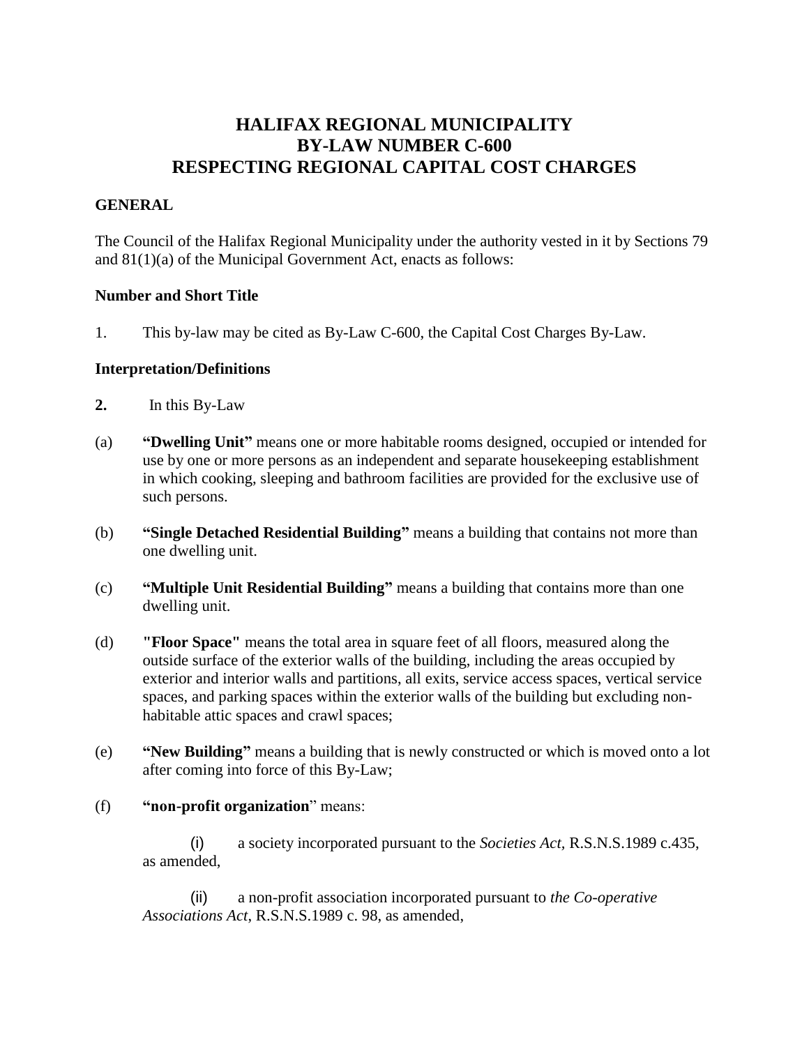# HALIFAX REGIONAL MUNICIPALITY
# BY-LAW NUMBER C-600
# RESPECTING REGIONAL CAPITAL COST CHARGES

**GENERAL**

The Council of the Halifax Regional Municipality under the authority vested in it by Sections 79 and 81(1)(a) of the Municipal Government Act, enacts as follows:

**Number and Short Title**

1. This by-law may be cited as By-Law C-600, the Capital Cost Charges By-Law.

**Interpretation/Definitions**

**2.** In this By-Law

(a) **"Dwelling Unit"** means one or more habitable rooms designed, occupied or intended for use by one or more persons as an independent and separate housekeeping establishment in which cooking, sleeping and bathroom facilities are provided for the exclusive use of such persons.

(b) **"Single Detached Residential Building"** means a building that contains not more than one dwelling unit.

(c) **"Multiple Unit Residential Building"** means a building that contains more than one dwelling unit.

(d) **"Floor Space"** means the total area in square feet of all floors, measured along the outside surface of the exterior walls of the building, including the areas occupied by exterior and interior walls and partitions, all exits, service access spaces, vertical service spaces, and parking spaces within the exterior walls of the building but excluding non-habitable attic spaces and crawl spaces;

(e) **"New Building"** means a building that is newly constructed or which is moved onto a lot after coming into force of this By-Law;

(f) **"non-profit organization"** means:

(i) a society incorporated pursuant to the *Societies Act*, R.S.N.S.1989 c.435, as amended,

(ii) a non-profit association incorporated pursuant to *the Co-operative Associations Act*, R.S.N.S.1989 c. 98, as amended,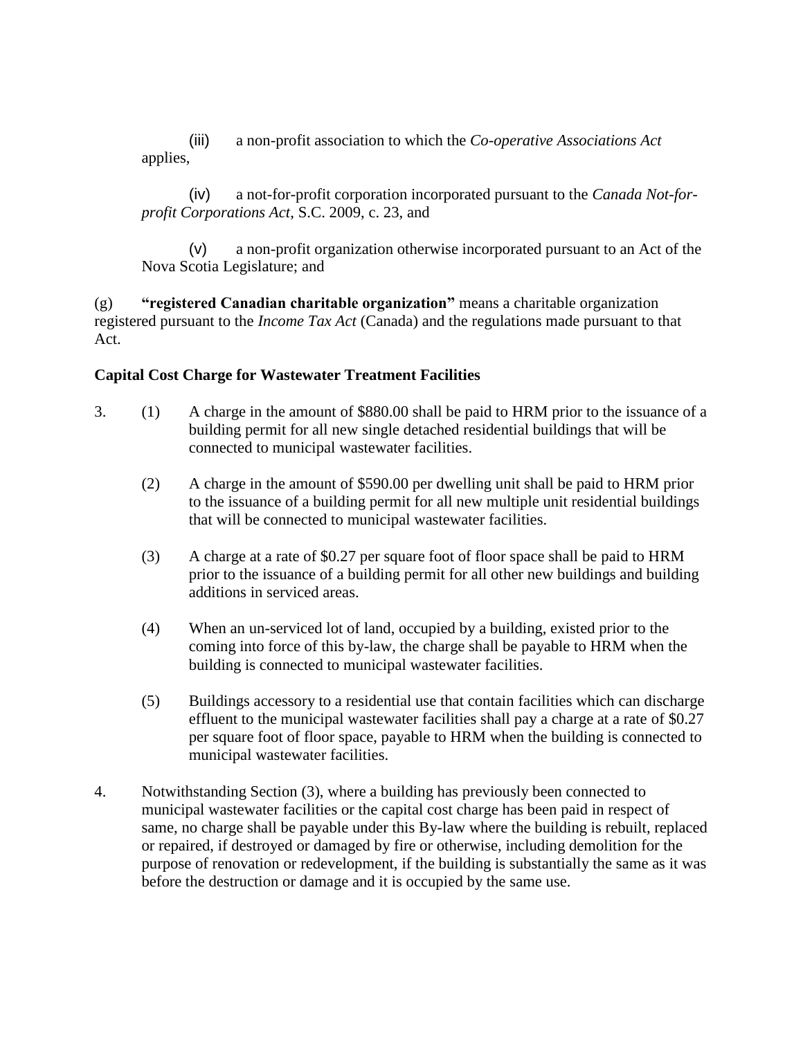(iii) a non-profit association to which the *Co-operative Associations Act* applies,

(iv) a not-for-profit corporation incorporated pursuant to the *Canada Not-for-profit Corporations Act*, S.C. 2009, c. 23, and

(v) a non-profit organization otherwise incorporated pursuant to an Act of the Nova Scotia Legislature; and

(g) **"registered Canadian charitable organization"** means a charitable organization registered pursuant to the *Income Tax Act* (Canada) and the regulations made pursuant to that Act.

**Capital Cost Charge for Wastewater Treatment Facilities**

3. (1) A charge in the amount of $880.00 shall be paid to HRM prior to the issuance of a building permit for all new single detached residential buildings that will be connected to municipal wastewater facilities.

   (2) A charge in the amount of $590.00 per dwelling unit shall be paid to HRM prior to the issuance of a building permit for all new multiple unit residential buildings that will be connected to municipal wastewater facilities.

   (3) A charge at a rate of $0.27 per square foot of floor space shall be paid to HRM prior to the issuance of a building permit for all other new buildings and building additions in serviced areas.

   (4) When an un-serviced lot of land, occupied by a building, existed prior to the coming into force of this by-law, the charge shall be payable to HRM when the building is connected to municipal wastewater facilities.

   (5) Buildings accessory to a residential use that contain facilities which can discharge effluent to the municipal wastewater facilities shall pay a charge at a rate of $0.27 per square foot of floor space, payable to HRM when the building is connected to municipal wastewater facilities.

4. Notwithstanding Section (3), where a building has previously been connected to municipal wastewater facilities or the capital cost charge has been paid in respect of same, no charge shall be payable under this By-law where the building is rebuilt, replaced or repaired, if destroyed or damaged by fire or otherwise, including demolition for the purpose of renovation or redevelopment, if the building is substantially the same as it was before the destruction or damage and it is occupied by the same use.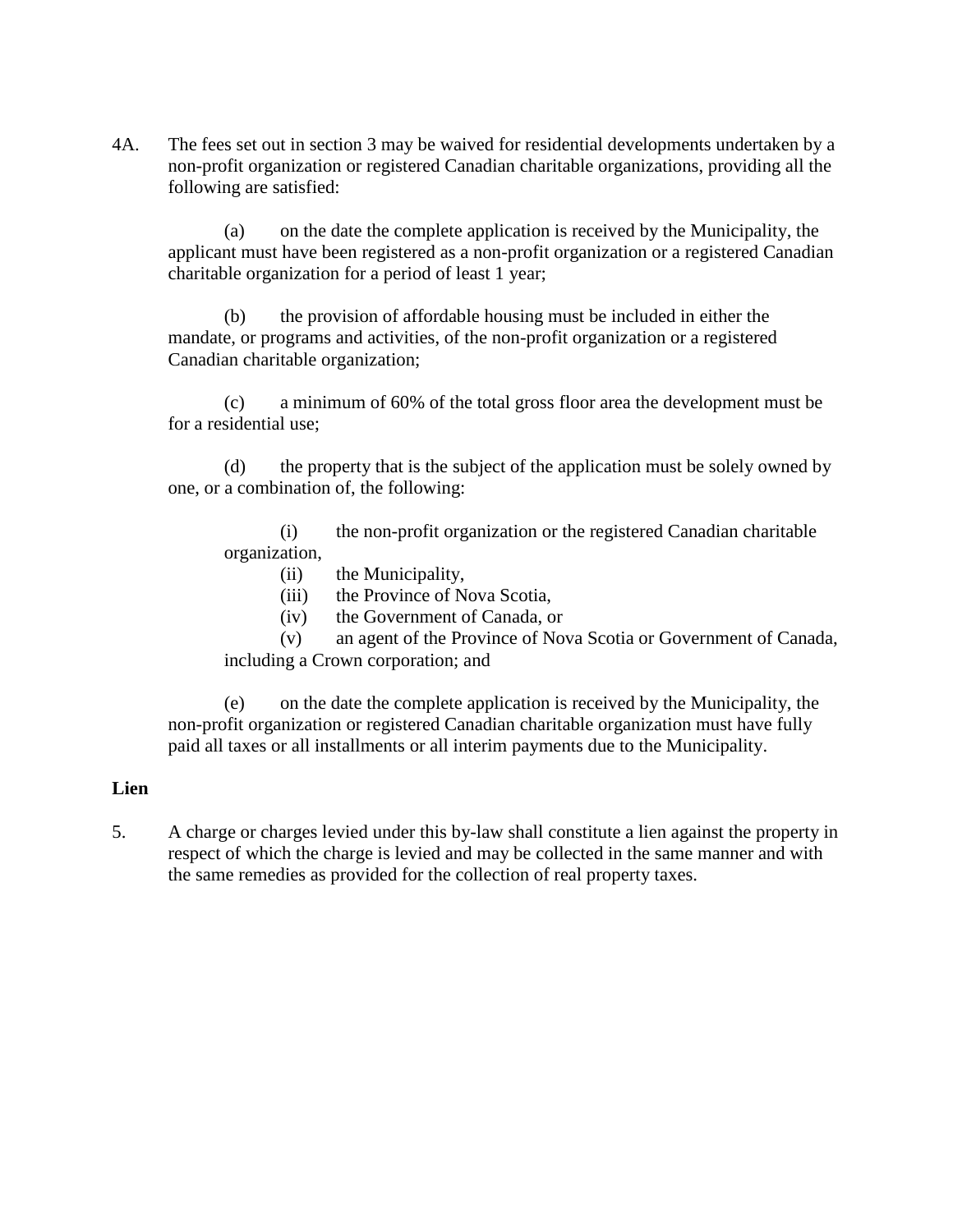4A. The fees set out in section 3 may be waived for residential developments undertaken by a non-profit organization or registered Canadian charitable organizations, providing all the following are satisfied:

(a) on the date the complete application is received by the Municipality, the applicant must have been registered as a non-profit organization or a registered Canadian charitable organization for a period of least 1 year;

(b) the provision of affordable housing must be included in either the mandate, or programs and activities, of the non-profit organization or a registered Canadian charitable organization;

(c) a minimum of 60% of the total gross floor area the development must be for a residential use;

(d) the property that is the subject of the application must be solely owned by one, or a combination of, the following:

(i) the non-profit organization or the registered Canadian charitable organization,
(ii) the Municipality,
(iii) the Province of Nova Scotia,
(iv) the Government of Canada, or
(v) an agent of the Province of Nova Scotia or Government of Canada, including a Crown corporation; and

(e) on the date the complete application is received by the Municipality, the non-profit organization or registered Canadian charitable organization must have fully paid all taxes or all installments or all interim payments due to the Municipality.

**Lien**

5. A charge or charges levied under this by-law shall constitute a lien against the property in respect of which the charge is levied and may be collected in the same manner and with the same remedies as provided for the collection of real property taxes.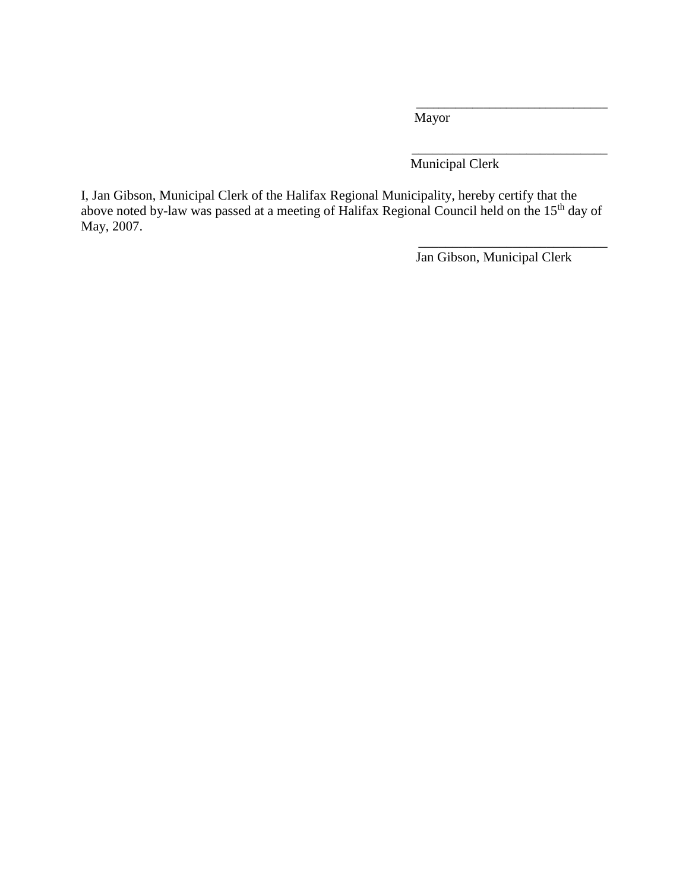\_\_\_\_\_\_\_\_\_\_\_\_\_\_\_\_\_\_\_\_\_\_\_\_\_\_\_\_

Mayor

\_\_\_\_\_\_\_\_\_\_\_\_\_\_\_\_\_\_\_\_\_\_\_\_\_\_\_\_

Municipal Clerk

I, Jan Gibson, Municipal Clerk of the Halifax Regional Municipality, hereby certify that the above noted by-law was passed at a meeting of Halifax Regional Council held on the 15th day of May, 2007.

\_\_\_\_\_\_\_\_\_\_\_\_\_\_\_\_\_\_\_\_\_\_\_\_\_\_\_\_

Jan Gibson, Municipal Clerk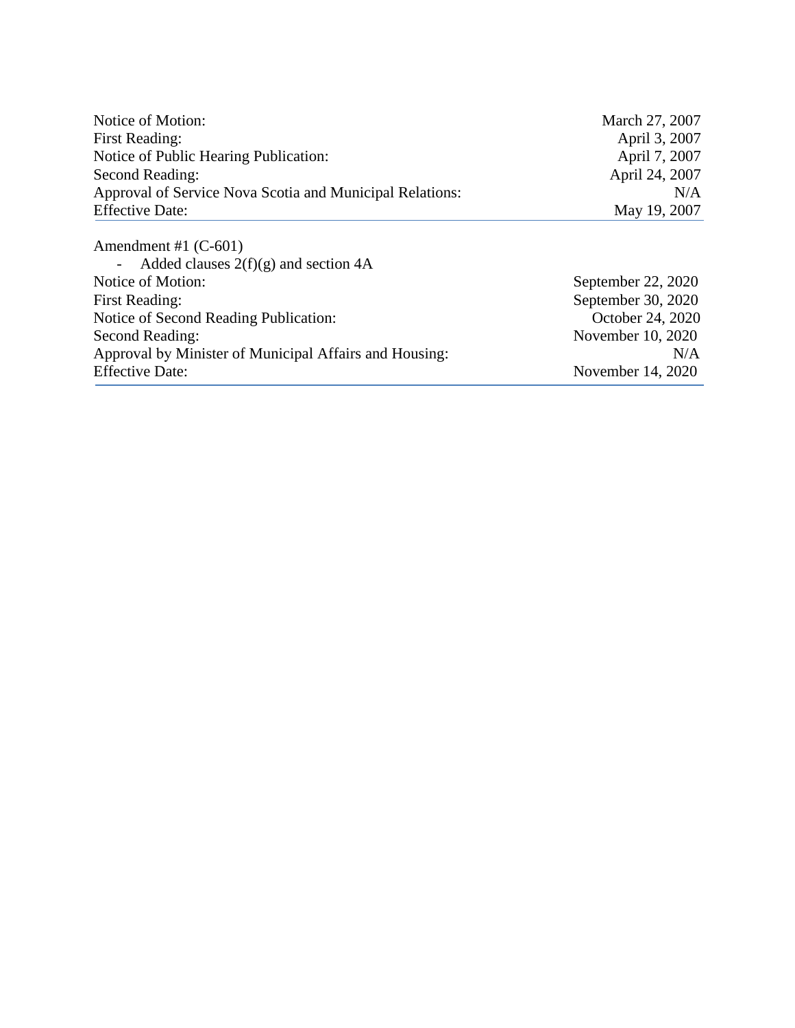| | |
|---|---|
| Notice of Motion: | March 27, 2007 |
| First Reading: | April 3, 2007 |
| Notice of Public Hearing Publication: | April 7, 2007 |
| Second Reading: | April 24, 2007 |
| Approval of Service Nova Scotia and Municipal Relations: | N/A |
| Effective Date: | May 19, 2007 |

Amendment #1 (C-601)

- Added clauses 2(f)(g) and section 4A

| | |
|---|---|
| Notice of Motion: | September 22, 2020 |
| First Reading: | September 30, 2020 |
| Notice of Second Reading Publication: | October 24, 2020 |
| Second Reading: | November 10, 2020 |
| Approval by Minister of Municipal Affairs and Housing: | N/A |
| Effective Date: | November 14, 2020 |